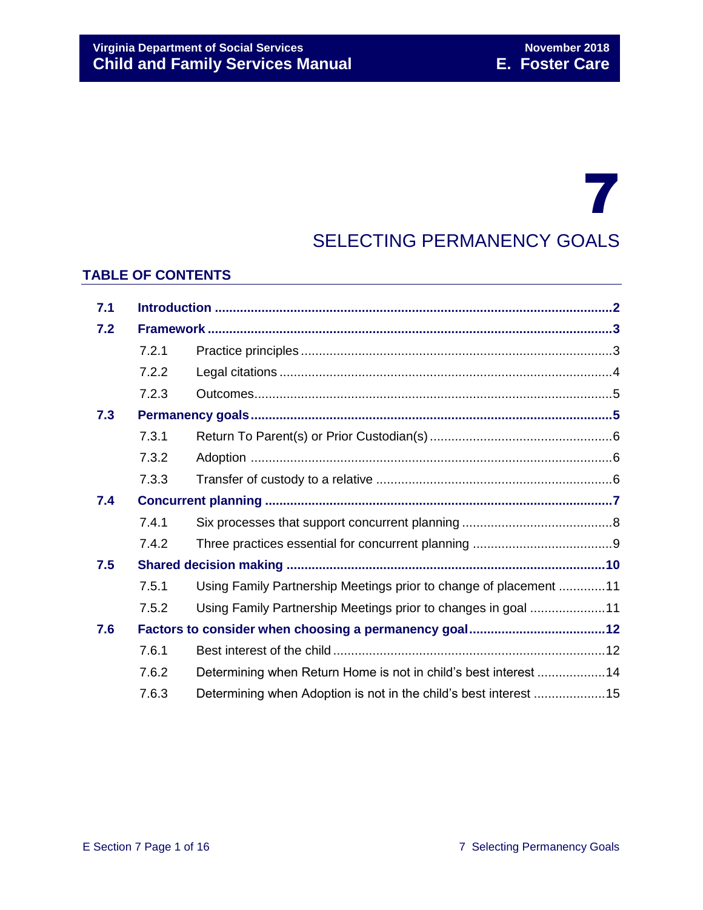# 7

# SELECTING PERMANENCY GOALS

## TABLE OF CONTENTS

| | | |
|---|---|---|
| **7.1** | **Introduction** | **2** |
| **7.2** | **Framework** | **3** |
| 7.2.1 | Practice principles | 3 |
| 7.2.2 | Legal citations | 4 |
| 7.2.3 | Outcomes | 5 |
| **7.3** | **Permanency goals** | **5** |
| 7.3.1 | Return To Parent(s) or Prior Custodian(s) | 6 |
| 7.3.2 | Adoption | 6 |
| 7.3.3 | Transfer of custody to a relative | 6 |
| **7.4** | **Concurrent planning** | **7** |
| 7.4.1 | Six processes that support concurrent planning | 8 |
| 7.4.2 | Three practices essential for concurrent planning | 9 |
| **7.5** | **Shared decision making** | **10** |
| 7.5.1 | Using Family Partnership Meetings prior to change of placement | 11 |
| 7.5.2 | Using Family Partnership Meetings prior to changes in goal | 11 |
| **7.6** | **Factors to consider when choosing a permanency goal** | **12** |
| 7.6.1 | Best interest of the child | 12 |
| 7.6.2 | Determining when Return Home is not in child's best interest | 14 |
| 7.6.3 | Determining when Adoption is not in the child's best interest | 15 |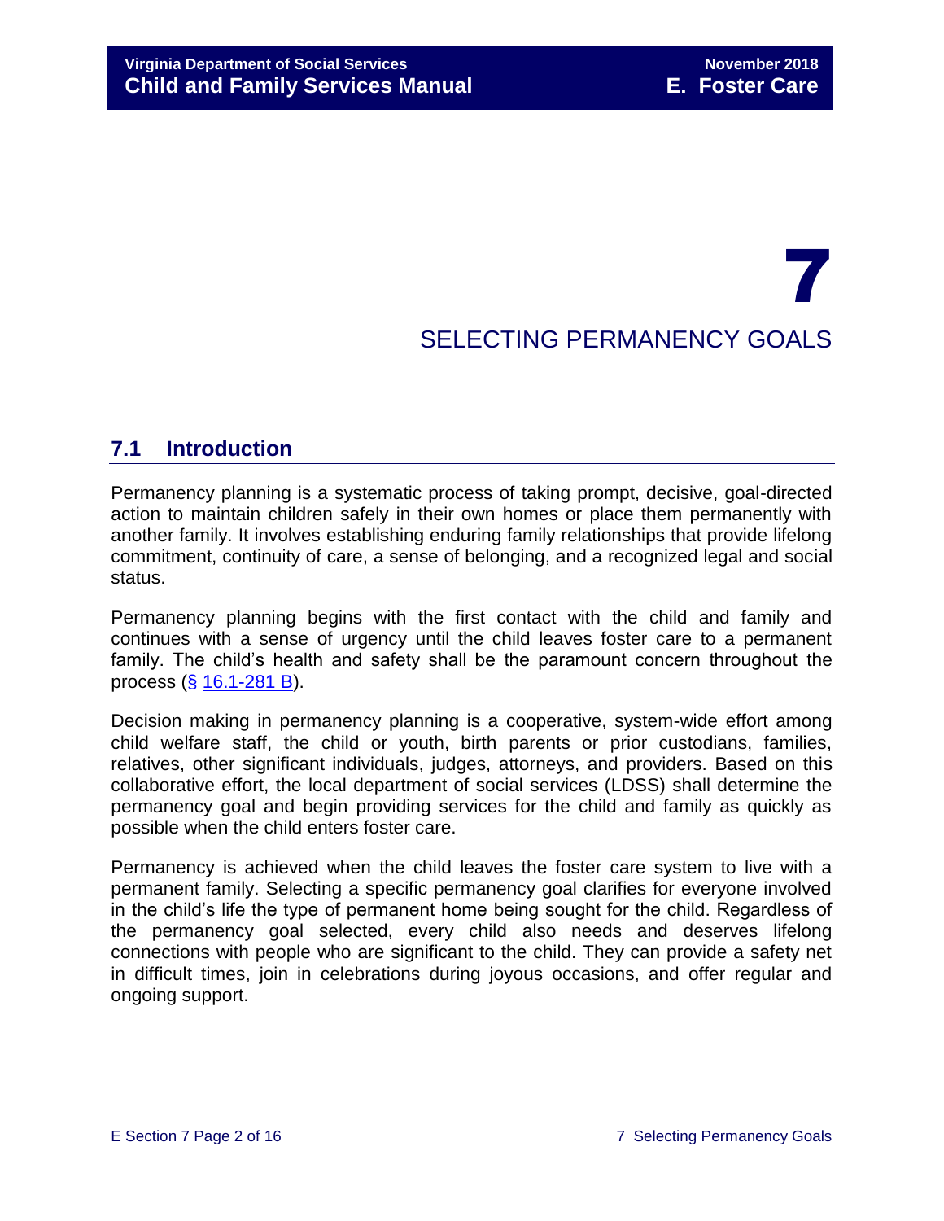# 7 SELECTING PERMANENCY GOALS

## 7.1 Introduction

Permanency planning is a systematic process of taking prompt, decisive, goal-directed action to maintain children safely in their own homes or place them permanently with another family. It involves establishing enduring family relationships that provide lifelong commitment, continuity of care, a sense of belonging, and a recognized legal and social status.

Permanency planning begins with the first contact with the child and family and continues with a sense of urgency until the child leaves foster care to a permanent family. The child's health and safety shall be the paramount concern throughout the process (§ 16.1-281 B).

Decision making in permanency planning is a cooperative, system-wide effort among child welfare staff, the child or youth, birth parents or prior custodians, families, relatives, other significant individuals, judges, attorneys, and providers. Based on this collaborative effort, the local department of social services (LDSS) shall determine the permanency goal and begin providing services for the child and family as quickly as possible when the child enters foster care.

Permanency is achieved when the child leaves the foster care system to live with a permanent family. Selecting a specific permanency goal clarifies for everyone involved in the child's life the type of permanent home being sought for the child. Regardless of the permanency goal selected, every child also needs and deserves lifelong connections with people who are significant to the child. They can provide a safety net in difficult times, join in celebrations during joyous occasions, and offer regular and ongoing support.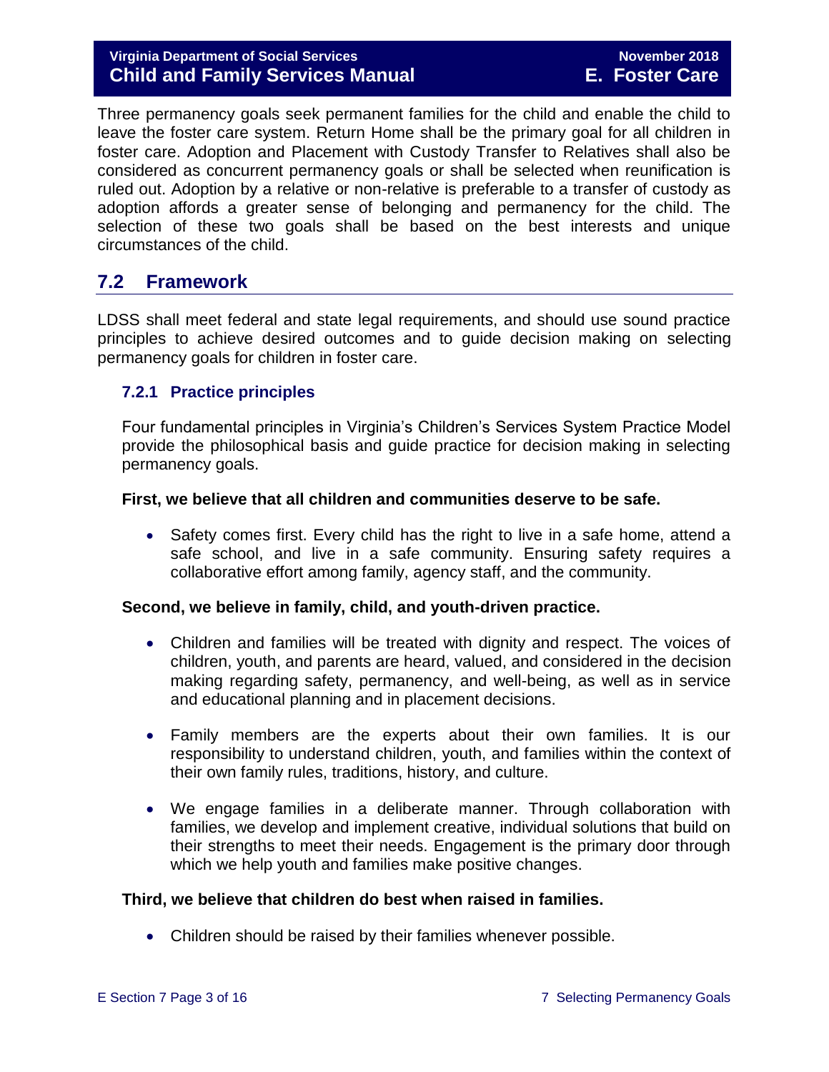Three permanency goals seek permanent families for the child and enable the child to leave the foster care system. Return Home shall be the primary goal for all children in foster care. Adoption and Placement with Custody Transfer to Relatives shall also be considered as concurrent permanency goals or shall be selected when reunification is ruled out. Adoption by a relative or non-relative is preferable to a transfer of custody as adoption affords a greater sense of belonging and permanency for the child. The selection of these two goals shall be based on the best interests and unique circumstances of the child.

## 7.2 Framework

LDSS shall meet federal and state legal requirements, and should use sound practice principles to achieve desired outcomes and to guide decision making on selecting permanency goals for children in foster care.

### 7.2.1 Practice principles

Four fundamental principles in Virginia's Children's Services System Practice Model provide the philosophical basis and guide practice for decision making in selecting permanency goals.

**First, we believe that all children and communities deserve to be safe.**

- Safety comes first. Every child has the right to live in a safe home, attend a safe school, and live in a safe community. Ensuring safety requires a collaborative effort among family, agency staff, and the community.

**Second, we believe in family, child, and youth-driven practice.**

- Children and families will be treated with dignity and respect. The voices of children, youth, and parents are heard, valued, and considered in the decision making regarding safety, permanency, and well-being, as well as in service and educational planning and in placement decisions.
- Family members are the experts about their own families. It is our responsibility to understand children, youth, and families within the context of their own family rules, traditions, history, and culture.
- We engage families in a deliberate manner. Through collaboration with families, we develop and implement creative, individual solutions that build on their strengths to meet their needs. Engagement is the primary door through which we help youth and families make positive changes.

**Third, we believe that children do best when raised in families.**

- Children should be raised by their families whenever possible.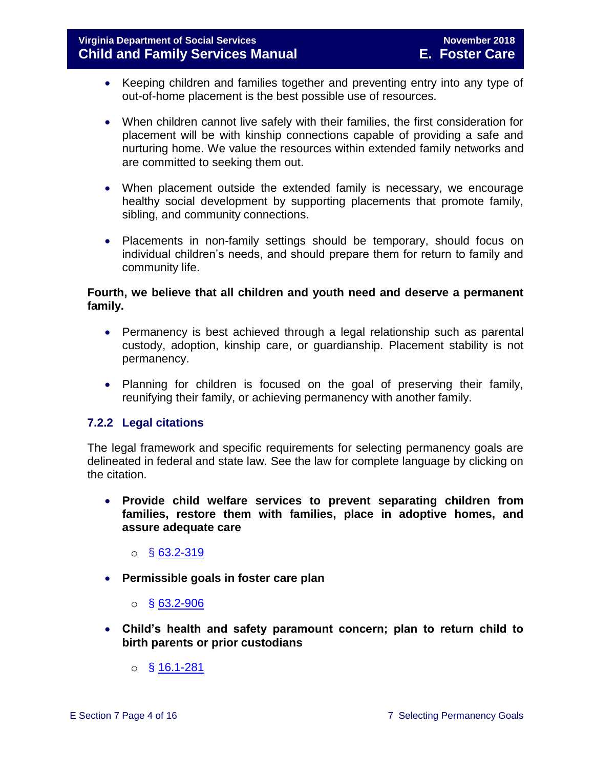- Keeping children and families together and preventing entry into any type of out-of-home placement is the best possible use of resources.
- When children cannot live safely with their families, the first consideration for placement will be with kinship connections capable of providing a safe and nurturing home. We value the resources within extended family networks and are committed to seeking them out.
- When placement outside the extended family is necessary, we encourage healthy social development by supporting placements that promote family, sibling, and community connections.
- Placements in non-family settings should be temporary, should focus on individual children's needs, and should prepare them for return to family and community life.

**Fourth, we believe that all children and youth need and deserve a permanent family.**

- Permanency is best achieved through a legal relationship such as parental custody, adoption, kinship care, or guardianship. Placement stability is not permanency.
- Planning for children is focused on the goal of preserving their family, reunifying their family, or achieving permanency with another family.

### 7.2.2 Legal citations

The legal framework and specific requirements for selecting permanency goals are delineated in federal and state law. See the law for complete language by clicking on the citation.

- **Provide child welfare services to prevent separating children from families, restore them with families, place in adoptive homes, and assure adequate care**
    - § 63.2-319
- **Permissible goals in foster care plan**
    - § 63.2-906
- **Child's health and safety paramount concern; plan to return child to birth parents or prior custodians**
    - § 16.1-281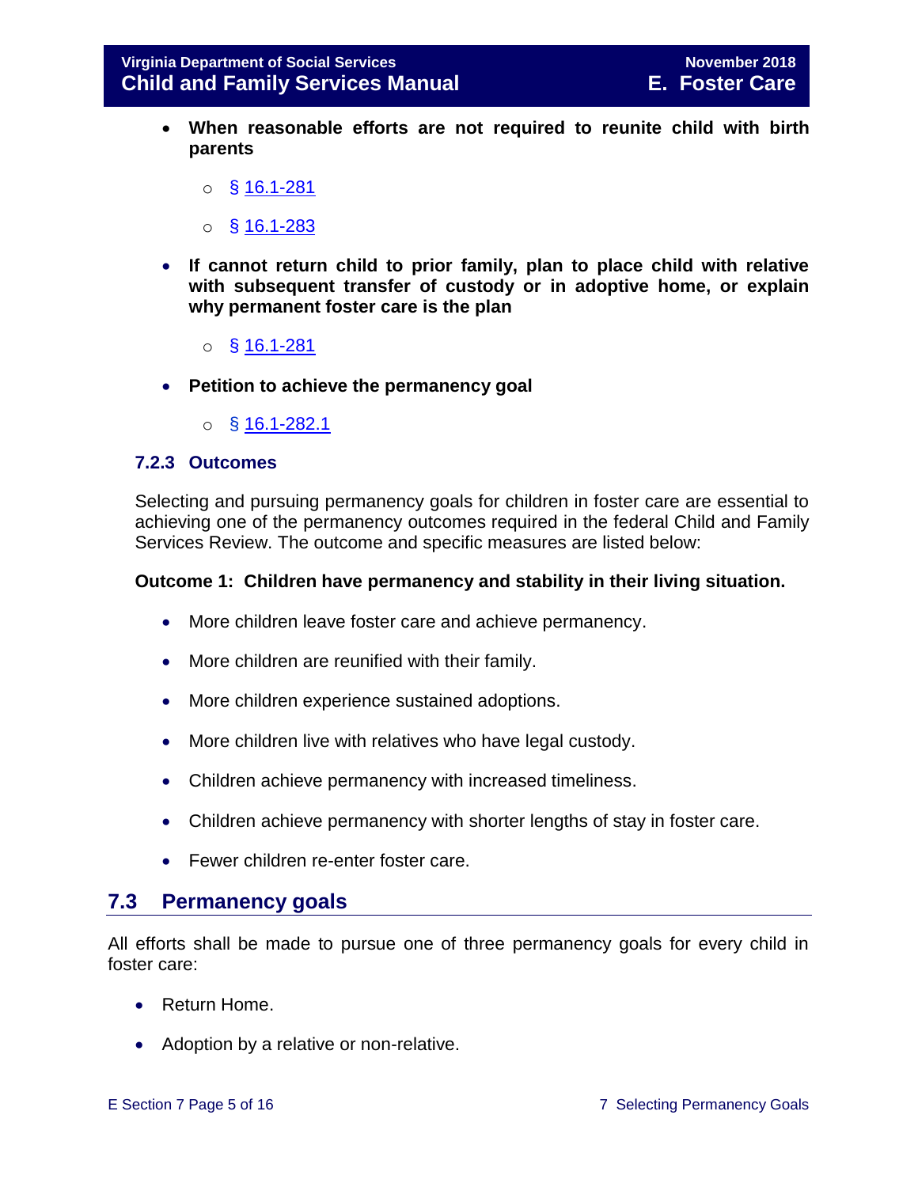- **When reasonable efforts are not required to reunite child with birth parents**
  - § 16.1-281
  - § 16.1-283
- **If cannot return child to prior family, plan to place child with relative with subsequent transfer of custody or in adoptive home, or explain why permanent foster care is the plan**
  - § 16.1-281
- **Petition to achieve the permanency goal**
  - § 16.1-282.1

### 7.2.3 Outcomes

Selecting and pursuing permanency goals for children in foster care are essential to achieving one of the permanency outcomes required in the federal Child and Family Services Review. The outcome and specific measures are listed below:

**Outcome 1: Children have permanency and stability in their living situation.**

- More children leave foster care and achieve permanency.
- More children are reunified with their family.
- More children experience sustained adoptions.
- More children live with relatives who have legal custody.
- Children achieve permanency with increased timeliness.
- Children achieve permanency with shorter lengths of stay in foster care.
- Fewer children re-enter foster care.

## 7.3 Permanency goals

All efforts shall be made to pursue one of three permanency goals for every child in foster care:

- Return Home.
- Adoption by a relative or non-relative.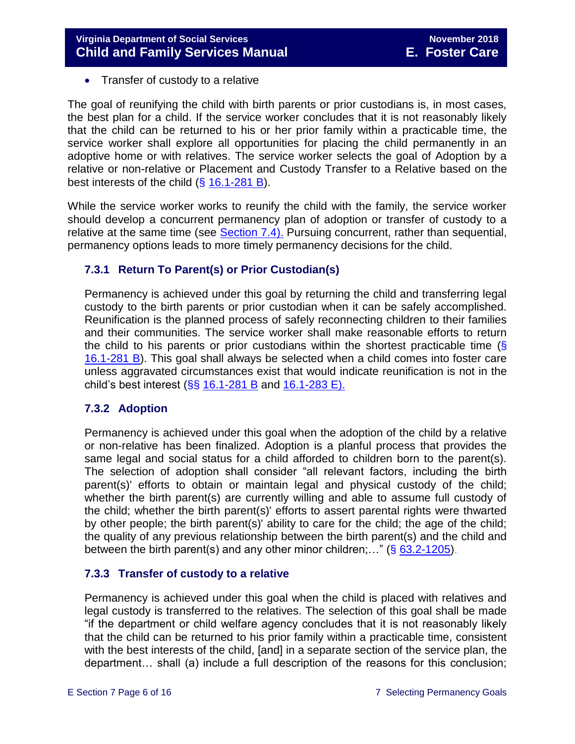- Transfer of custody to a relative

The goal of reunifying the child with birth parents or prior custodians is, in most cases, the best plan for a child. If the service worker concludes that it is not reasonably likely that the child can be returned to his or her prior family within a practicable time, the service worker shall explore all opportunities for placing the child permanently in an adoptive home or with relatives. The service worker selects the goal of Adoption by a relative or non-relative or Placement and Custody Transfer to a Relative based on the best interests of the child (§ 16.1-281 B).

While the service worker works to reunify the child with the family, the service worker should develop a concurrent permanency plan of adoption or transfer of custody to a relative at the same time (see Section 7.4). Pursuing concurrent, rather than sequential, permanency options leads to more timely permanency decisions for the child.

### 7.3.1 Return To Parent(s) or Prior Custodian(s)

Permanency is achieved under this goal by returning the child and transferring legal custody to the birth parents or prior custodian when it can be safely accomplished. Reunification is the planned process of safely reconnecting children to their families and their communities. The service worker shall make reasonable efforts to return the child to his parents or prior custodians within the shortest practicable time (§ 16.1-281 B). This goal shall always be selected when a child comes into foster care unless aggravated circumstances exist that would indicate reunification is not in the child's best interest (§§ 16.1-281 B and 16.1-283 E).

### 7.3.2 Adoption

Permanency is achieved under this goal when the adoption of the child by a relative or non-relative has been finalized. Adoption is a planful process that provides the same legal and social status for a child afforded to children born to the parent(s). The selection of adoption shall consider "all relevant factors, including the birth parent(s)' efforts to obtain or maintain legal and physical custody of the child; whether the birth parent(s) are currently willing and able to assume full custody of the child; whether the birth parent(s)' efforts to assert parental rights were thwarted by other people; the birth parent(s)' ability to care for the child; the age of the child; the quality of any previous relationship between the birth parent(s) and the child and between the birth parent(s) and any other minor children;…" (§ 63.2-1205).

### 7.3.3 Transfer of custody to a relative

Permanency is achieved under this goal when the child is placed with relatives and legal custody is transferred to the relatives. The selection of this goal shall be made "if the department or child welfare agency concludes that it is not reasonably likely that the child can be returned to his prior family within a practicable time, consistent with the best interests of the child, [and] in a separate section of the service plan, the department… shall (a) include a full description of the reasons for this conclusion;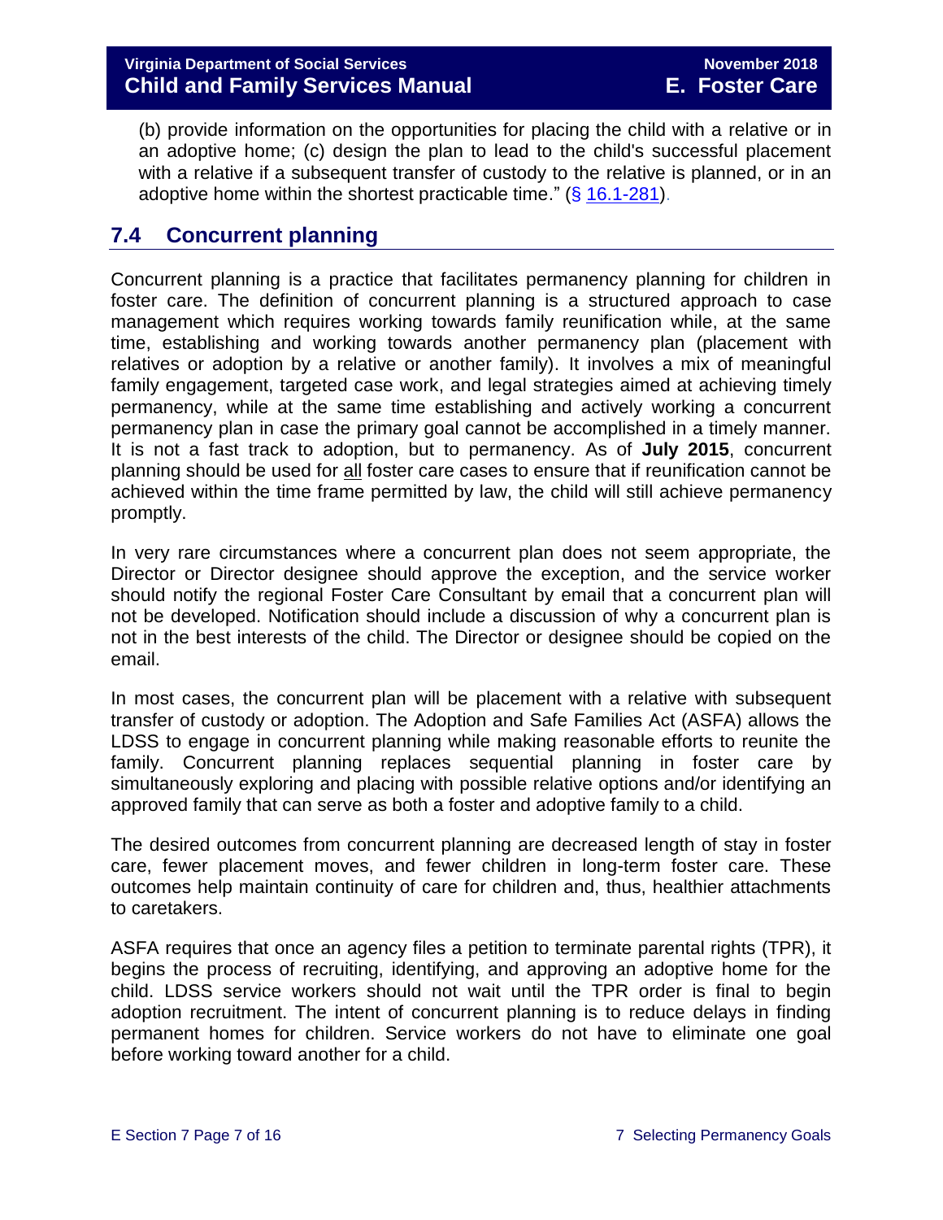(b) provide information on the opportunities for placing the child with a relative or in an adoptive home; (c) design the plan to lead to the child's successful placement with a relative if a subsequent transfer of custody to the relative is planned, or in an adoptive home within the shortest practicable time." (§ 16.1-281).

## 7.4 Concurrent planning

Concurrent planning is a practice that facilitates permanency planning for children in foster care. The definition of concurrent planning is a structured approach to case management which requires working towards family reunification while, at the same time, establishing and working towards another permanency plan (placement with relatives or adoption by a relative or another family). It involves a mix of meaningful family engagement, targeted case work, and legal strategies aimed at achieving timely permanency, while at the same time establishing and actively working a concurrent permanency plan in case the primary goal cannot be accomplished in a timely manner. It is not a fast track to adoption, but to permanency. As of **July 2015**, concurrent planning should be used for <u>all</u> foster care cases to ensure that if reunification cannot be achieved within the time frame permitted by law, the child will still achieve permanency promptly.

In very rare circumstances where a concurrent plan does not seem appropriate, the Director or Director designee should approve the exception, and the service worker should notify the regional Foster Care Consultant by email that a concurrent plan will not be developed. Notification should include a discussion of why a concurrent plan is not in the best interests of the child. The Director or designee should be copied on the email.

In most cases, the concurrent plan will be placement with a relative with subsequent transfer of custody or adoption. The Adoption and Safe Families Act (ASFA) allows the LDSS to engage in concurrent planning while making reasonable efforts to reunite the family. Concurrent planning replaces sequential planning in foster care by simultaneously exploring and placing with possible relative options and/or identifying an approved family that can serve as both a foster and adoptive family to a child.

The desired outcomes from concurrent planning are decreased length of stay in foster care, fewer placement moves, and fewer children in long-term foster care. These outcomes help maintain continuity of care for children and, thus, healthier attachments to caretakers.

ASFA requires that once an agency files a petition to terminate parental rights (TPR), it begins the process of recruiting, identifying, and approving an adoptive home for the child. LDSS service workers should not wait until the TPR order is final to begin adoption recruitment. The intent of concurrent planning is to reduce delays in finding permanent homes for children. Service workers do not have to eliminate one goal before working toward another for a child.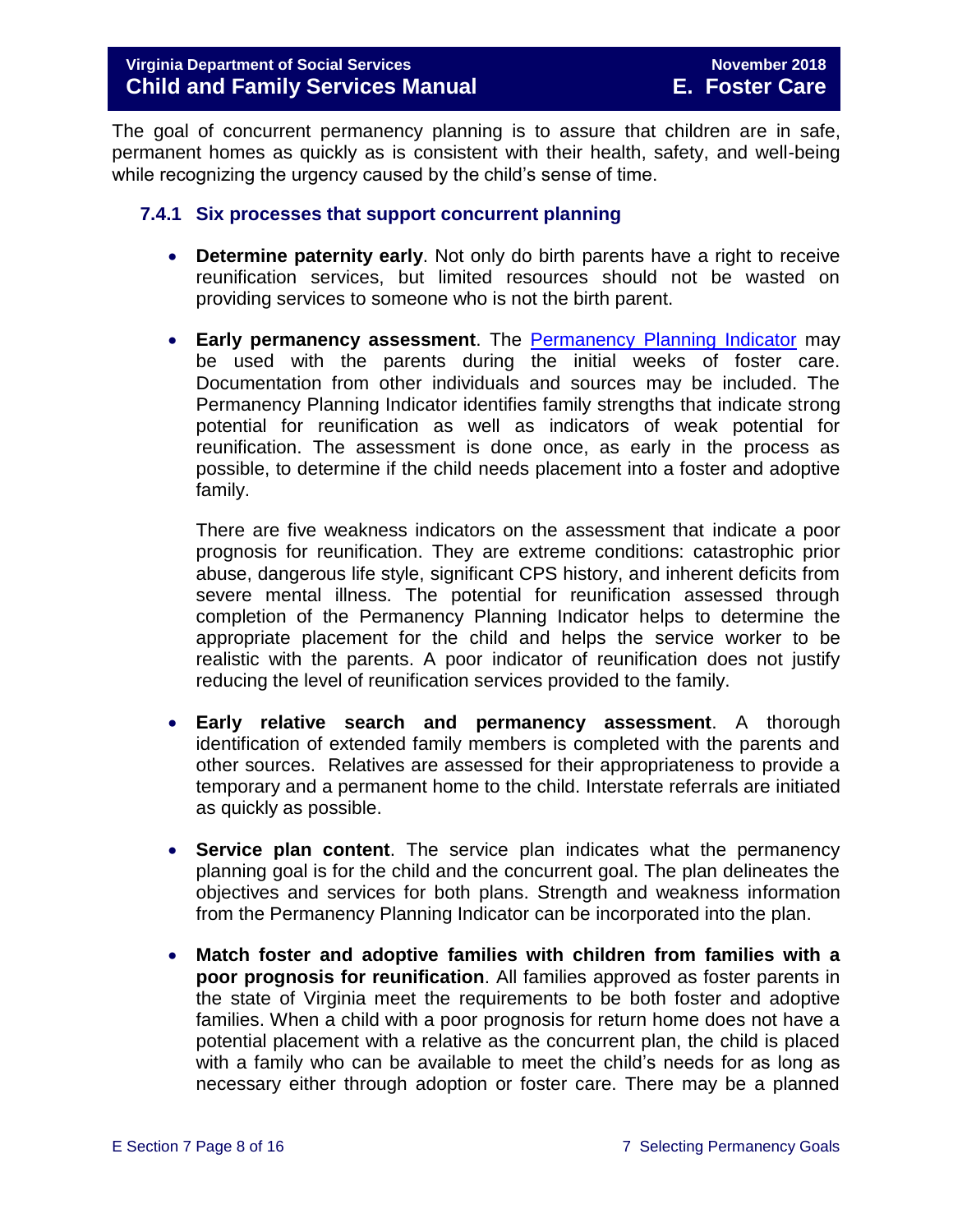The goal of concurrent permanency planning is to assure that children are in safe, permanent homes as quickly as is consistent with their health, safety, and well-being while recognizing the urgency caused by the child's sense of time.

### 7.4.1 Six processes that support concurrent planning

- **Determine paternity early**. Not only do birth parents have a right to receive reunification services, but limited resources should not be wasted on providing services to someone who is not the birth parent.

- **Early permanency assessment**. The [Permanency Planning Indicator] may be used with the parents during the initial weeks of foster care. Documentation from other individuals and sources may be included. The Permanency Planning Indicator identifies family strengths that indicate strong potential for reunification as well as indicators of weak potential for reunification. The assessment is done once, as early in the process as possible, to determine if the child needs placement into a foster and adoptive family.

  There are five weakness indicators on the assessment that indicate a poor prognosis for reunification. They are extreme conditions: catastrophic prior abuse, dangerous life style, significant CPS history, and inherent deficits from severe mental illness. The potential for reunification assessed through completion of the Permanency Planning Indicator helps to determine the appropriate placement for the child and helps the service worker to be realistic with the parents. A poor indicator of reunification does not justify reducing the level of reunification services provided to the family.

- **Early relative search and permanency assessment**. A thorough identification of extended family members is completed with the parents and other sources. Relatives are assessed for their appropriateness to provide a temporary and a permanent home to the child. Interstate referrals are initiated as quickly as possible.

- **Service plan content**. The service plan indicates what the permanency planning goal is for the child and the concurrent goal. The plan delineates the objectives and services for both plans. Strength and weakness information from the Permanency Planning Indicator can be incorporated into the plan.

- **Match foster and adoptive families with children from families with a poor prognosis for reunification**. All families approved as foster parents in the state of Virginia meet the requirements to be both foster and adoptive families. When a child with a poor prognosis for return home does not have a potential placement with a relative as the concurrent plan, the child is placed with a family who can be available to meet the child's needs for as long as necessary either through adoption or foster care. There may be a planned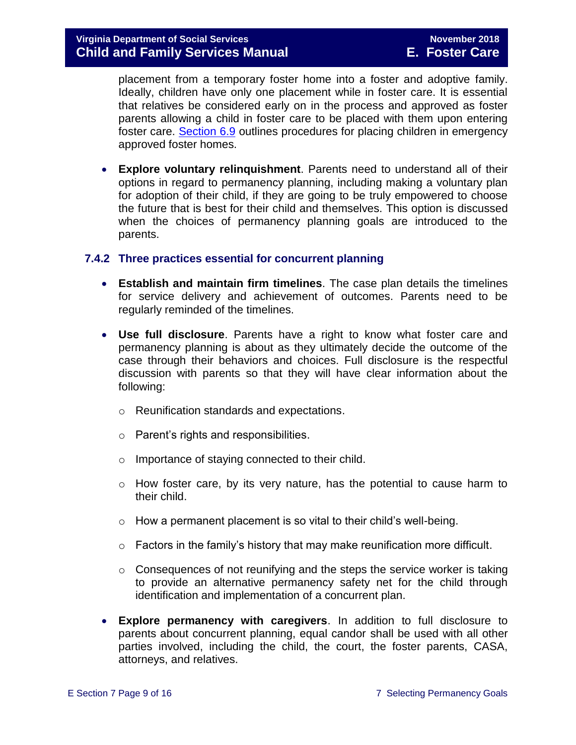placement from a temporary foster home into a foster and adoptive family. Ideally, children have only one placement while in foster care. It is essential that relatives be considered early on in the process and approved as foster parents allowing a child in foster care to be placed with them upon entering foster care. [Section 6.9](#) outlines procedures for placing children in emergency approved foster homes.

- **Explore voluntary relinquishment**. Parents need to understand all of their options in regard to permanency planning, including making a voluntary plan for adoption of their child, if they are going to be truly empowered to choose the future that is best for their child and themselves. This option is discussed when the choices of permanency planning goals are introduced to the parents.

### 7.4.2 Three practices essential for concurrent planning

- **Establish and maintain firm timelines**. The case plan details the timelines for service delivery and achievement of outcomes. Parents need to be regularly reminded of the timelines.

- **Use full disclosure**. Parents have a right to know what foster care and permanency planning is about as they ultimately decide the outcome of the case through their behaviors and choices. Full disclosure is the respectful discussion with parents so that they will have clear information about the following:

  - Reunification standards and expectations.
  - Parent's rights and responsibilities.
  - Importance of staying connected to their child.
  - How foster care, by its very nature, has the potential to cause harm to their child.
  - How a permanent placement is so vital to their child's well-being.
  - Factors in the family's history that may make reunification more difficult.
  - Consequences of not reunifying and the steps the service worker is taking to provide an alternative permanency safety net for the child through identification and implementation of a concurrent plan.

- **Explore permanency with caregivers**. In addition to full disclosure to parents about concurrent planning, equal candor shall be used with all other parties involved, including the child, the court, the foster parents, CASA, attorneys, and relatives.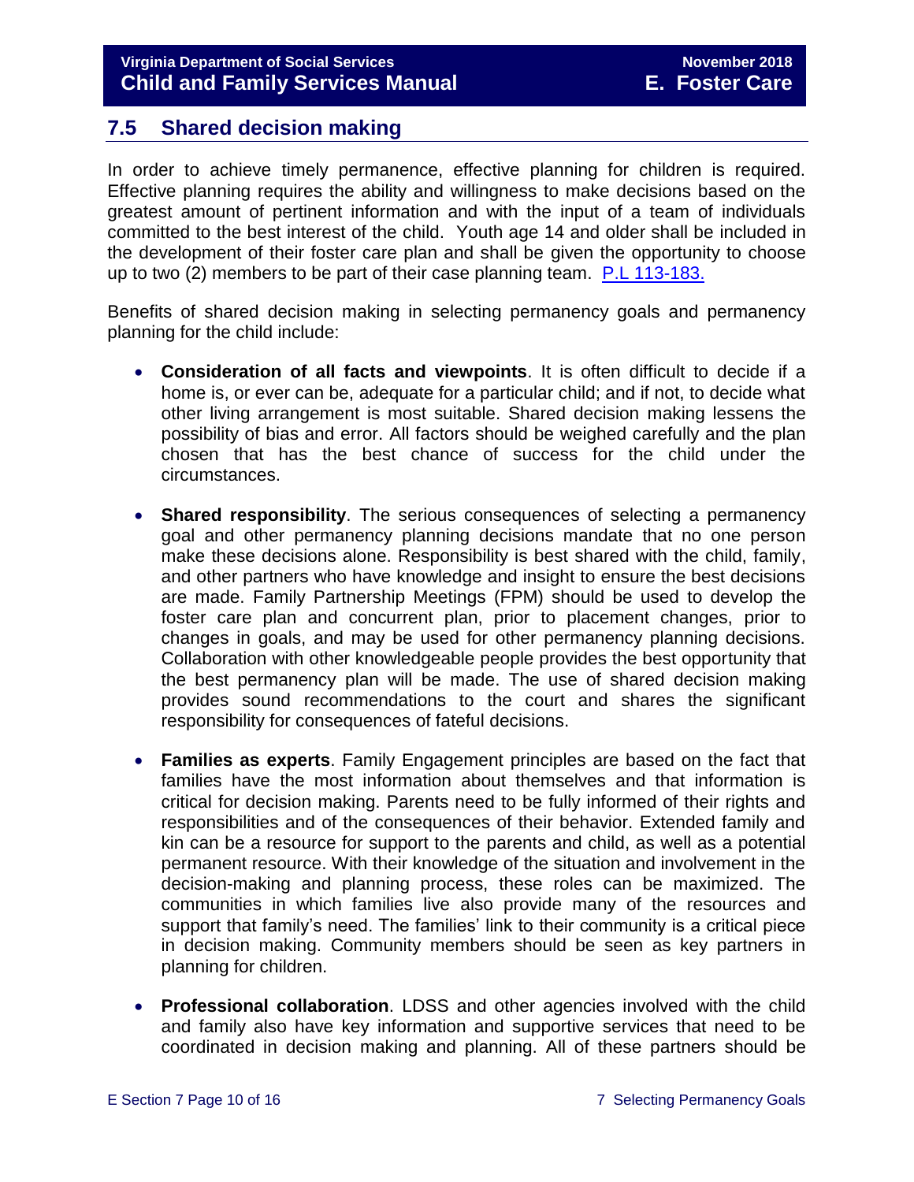## 7.5 Shared decision making

In order to achieve timely permanence, effective planning for children is required. Effective planning requires the ability and willingness to make decisions based on the greatest amount of pertinent information and with the input of a team of individuals committed to the best interest of the child. Youth age 14 and older shall be included in the development of their foster care plan and shall be given the opportunity to choose up to two (2) members to be part of their case planning team. [P.L 113-183.]

Benefits of shared decision making in selecting permanency goals and permanency planning for the child include:

- **Consideration of all facts and viewpoints**. It is often difficult to decide if a home is, or ever can be, adequate for a particular child; and if not, to decide what other living arrangement is most suitable. Shared decision making lessens the possibility of bias and error. All factors should be weighed carefully and the plan chosen that has the best chance of success for the child under the circumstances.

- **Shared responsibility**. The serious consequences of selecting a permanency goal and other permanency planning decisions mandate that no one person make these decisions alone. Responsibility is best shared with the child, family, and other partners who have knowledge and insight to ensure the best decisions are made. Family Partnership Meetings (FPM) should be used to develop the foster care plan and concurrent plan, prior to placement changes, prior to changes in goals, and may be used for other permanency planning decisions. Collaboration with other knowledgeable people provides the best opportunity that the best permanency plan will be made. The use of shared decision making provides sound recommendations to the court and shares the significant responsibility for consequences of fateful decisions.

- **Families as experts**. Family Engagement principles are based on the fact that families have the most information about themselves and that information is critical for decision making. Parents need to be fully informed of their rights and responsibilities and of the consequences of their behavior. Extended family and kin can be a resource for support to the parents and child, as well as a potential permanent resource. With their knowledge of the situation and involvement in the decision-making and planning process, these roles can be maximized. The communities in which families live also provide many of the resources and support that family's need. The families' link to their community is a critical piece in decision making. Community members should be seen as key partners in planning for children.

- **Professional collaboration**. LDSS and other agencies involved with the child and family also have key information and supportive services that need to be coordinated in decision making and planning. All of these partners should be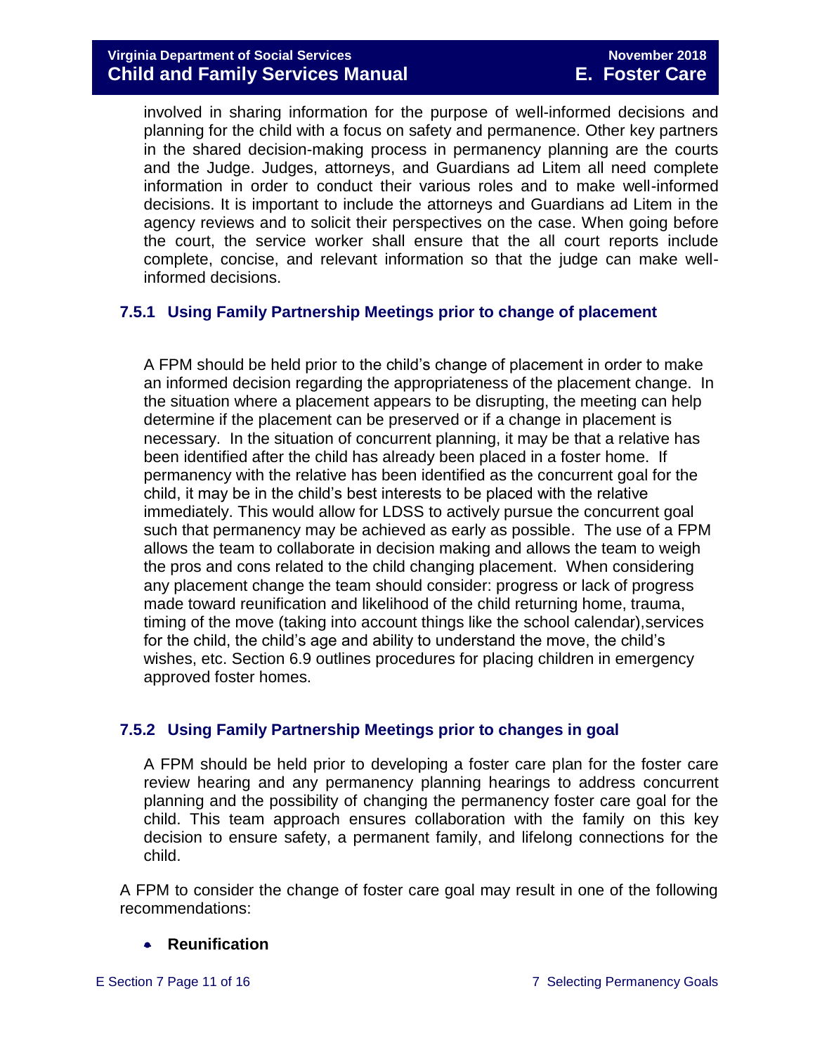involved in sharing information for the purpose of well-informed decisions and planning for the child with a focus on safety and permanence. Other key partners in the shared decision-making process in permanency planning are the courts and the Judge. Judges, attorneys, and Guardians ad Litem all need complete information in order to conduct their various roles and to make well-informed decisions. It is important to include the attorneys and Guardians ad Litem in the agency reviews and to solicit their perspectives on the case. When going before the court, the service worker shall ensure that the all court reports include complete, concise, and relevant information so that the judge can make well-informed decisions.

### 7.5.1 Using Family Partnership Meetings prior to change of placement

A FPM should be held prior to the child's change of placement in order to make an informed decision regarding the appropriateness of the placement change. In the situation where a placement appears to be disrupting, the meeting can help determine if the placement can be preserved or if a change in placement is necessary. In the situation of concurrent planning, it may be that a relative has been identified after the child has already been placed in a foster home. If permanency with the relative has been identified as the concurrent goal for the child, it may be in the child's best interests to be placed with the relative immediately. This would allow for LDSS to actively pursue the concurrent goal such that permanency may be achieved as early as possible. The use of a FPM allows the team to collaborate in decision making and allows the team to weigh the pros and cons related to the child changing placement. When considering any placement change the team should consider: progress or lack of progress made toward reunification and likelihood of the child returning home, trauma, timing of the move (taking into account things like the school calendar),services for the child, the child's age and ability to understand the move, the child's wishes, etc. Section 6.9 outlines procedures for placing children in emergency approved foster homes.

### 7.5.2 Using Family Partnership Meetings prior to changes in goal

A FPM should be held prior to developing a foster care plan for the foster care review hearing and any permanency planning hearings to address concurrent planning and the possibility of changing the permanency foster care goal for the child. This team approach ensures collaboration with the family on this key decision to ensure safety, a permanent family, and lifelong connections for the child.

A FPM to consider the change of foster care goal may result in one of the following recommendations:

- **Reunification**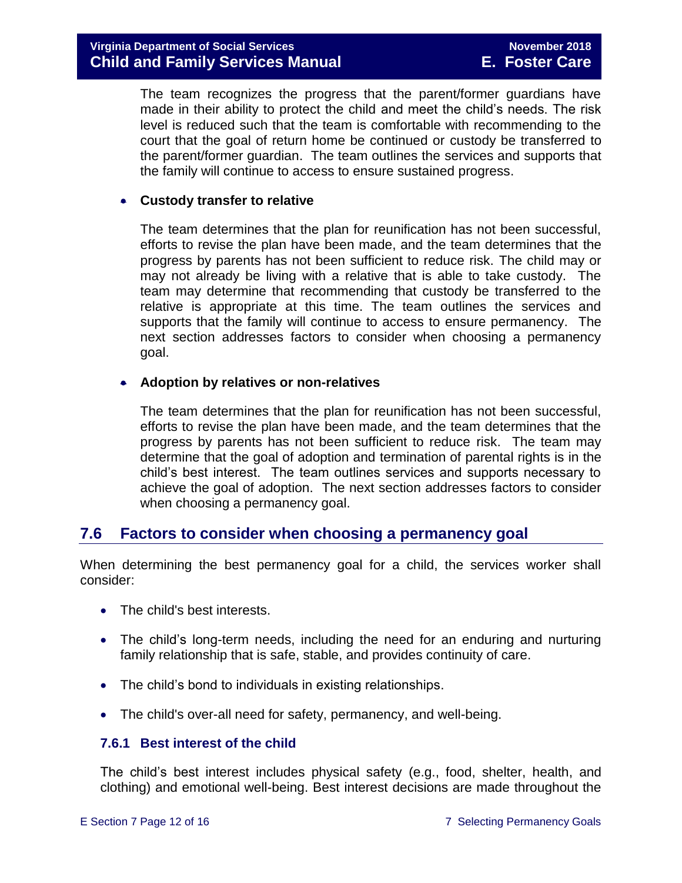The team recognizes the progress that the parent/former guardians have made in their ability to protect the child and meet the child's needs. The risk level is reduced such that the team is comfortable with recommending to the court that the goal of return home be continued or custody be transferred to the parent/former guardian. The team outlines the services and supports that the family will continue to access to ensure sustained progress.

- **Custody transfer to relative**

  The team determines that the plan for reunification has not been successful, efforts to revise the plan have been made, and the team determines that the progress by parents has not been sufficient to reduce risk. The child may or may not already be living with a relative that is able to take custody. The team may determine that recommending that custody be transferred to the relative is appropriate at this time. The team outlines the services and supports that the family will continue to access to ensure permanency. The next section addresses factors to consider when choosing a permanency goal.

- **Adoption by relatives or non-relatives**

  The team determines that the plan for reunification has not been successful, efforts to revise the plan have been made, and the team determines that the progress by parents has not been sufficient to reduce risk. The team may determine that the goal of adoption and termination of parental rights is in the child's best interest. The team outlines services and supports necessary to achieve the goal of adoption. The next section addresses factors to consider when choosing a permanency goal.

## 7.6 Factors to consider when choosing a permanency goal

When determining the best permanency goal for a child, the services worker shall consider:

- The child's best interests.
- The child's long-term needs, including the need for an enduring and nurturing family relationship that is safe, stable, and provides continuity of care.
- The child's bond to individuals in existing relationships.
- The child's over-all need for safety, permanency, and well-being.

### 7.6.1 Best interest of the child

The child's best interest includes physical safety (e.g., food, shelter, health, and clothing) and emotional well-being. Best interest decisions are made throughout the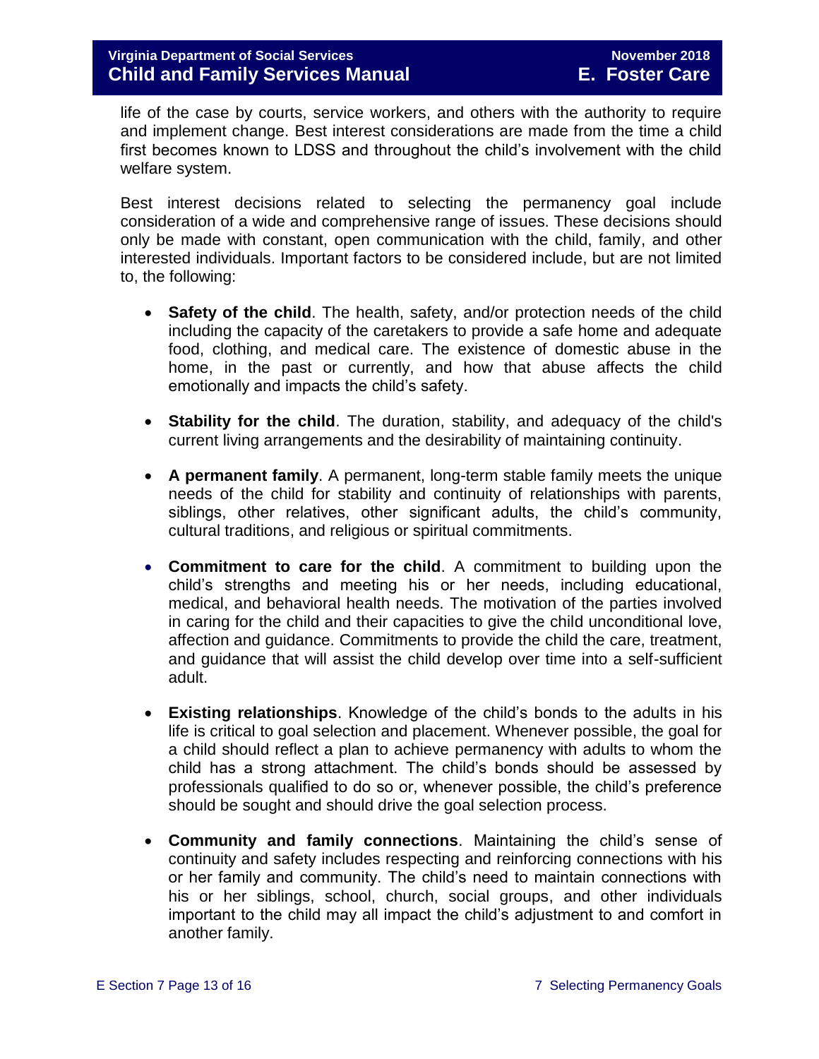life of the case by courts, service workers, and others with the authority to require and implement change. Best interest considerations are made from the time a child first becomes known to LDSS and throughout the child's involvement with the child welfare system.

Best interest decisions related to selecting the permanency goal include consideration of a wide and comprehensive range of issues. These decisions should only be made with constant, open communication with the child, family, and other interested individuals. Important factors to be considered include, but are not limited to, the following:

- **Safety of the child**. The health, safety, and/or protection needs of the child including the capacity of the caretakers to provide a safe home and adequate food, clothing, and medical care. The existence of domestic abuse in the home, in the past or currently, and how that abuse affects the child emotionally and impacts the child's safety.

- **Stability for the child**. The duration, stability, and adequacy of the child's current living arrangements and the desirability of maintaining continuity.

- **A permanent family**. A permanent, long-term stable family meets the unique needs of the child for stability and continuity of relationships with parents, siblings, other relatives, other significant adults, the child's community, cultural traditions, and religious or spiritual commitments.

- **Commitment to care for the child**. A commitment to building upon the child's strengths and meeting his or her needs, including educational, medical, and behavioral health needs. The motivation of the parties involved in caring for the child and their capacities to give the child unconditional love, affection and guidance. Commitments to provide the child the care, treatment, and guidance that will assist the child develop over time into a self-sufficient adult.

- **Existing relationships**. Knowledge of the child's bonds to the adults in his life is critical to goal selection and placement. Whenever possible, the goal for a child should reflect a plan to achieve permanency with adults to whom the child has a strong attachment. The child's bonds should be assessed by professionals qualified to do so or, whenever possible, the child's preference should be sought and should drive the goal selection process.

- **Community and family connections**. Maintaining the child's sense of continuity and safety includes respecting and reinforcing connections with his or her family and community. The child's need to maintain connections with his or her siblings, school, church, social groups, and other individuals important to the child may all impact the child's adjustment to and comfort in another family.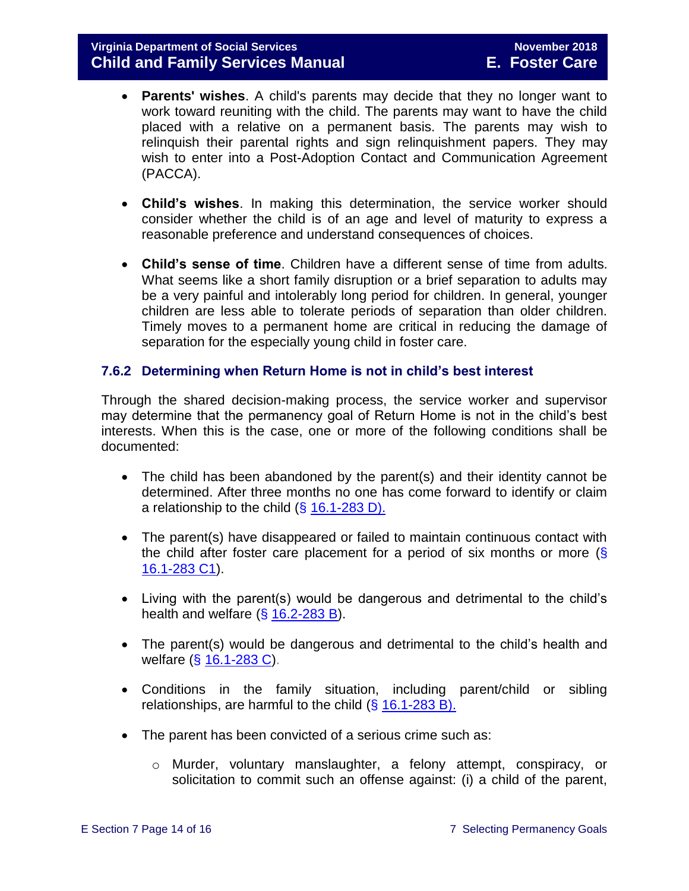- **Parents' wishes**. A child's parents may decide that they no longer want to work toward reuniting with the child. The parents may want to have the child placed with a relative on a permanent basis. The parents may wish to relinquish their parental rights and sign relinquishment papers. They may wish to enter into a Post-Adoption Contact and Communication Agreement (PACCA).

- **Child's wishes**. In making this determination, the service worker should consider whether the child is of an age and level of maturity to express a reasonable preference and understand consequences of choices.

- **Child's sense of time**. Children have a different sense of time from adults. What seems like a short family disruption or a brief separation to adults may be a very painful and intolerably long period for children. In general, younger children are less able to tolerate periods of separation than older children. Timely moves to a permanent home are critical in reducing the damage of separation for the especially young child in foster care.

### 7.6.2 Determining when Return Home is not in child's best interest

Through the shared decision-making process, the service worker and supervisor may determine that the permanency goal of Return Home is not in the child's best interests. When this is the case, one or more of the following conditions shall be documented:

- The child has been abandoned by the parent(s) and their identity cannot be determined. After three months no one has come forward to identify or claim a relationship to the child (§ 16.1-283 D).

- The parent(s) have disappeared or failed to maintain continuous contact with the child after foster care placement for a period of six months or more (§ 16.1-283 C1).

- Living with the parent(s) would be dangerous and detrimental to the child's health and welfare (§ 16.2-283 B).

- The parent(s) would be dangerous and detrimental to the child's health and welfare (§ 16.1-283 C).

- Conditions in the family situation, including parent/child or sibling relationships, are harmful to the child (§ 16.1-283 B).

- The parent has been convicted of a serious crime such as:
  - Murder, voluntary manslaughter, a felony attempt, conspiracy, or solicitation to commit such an offense against: (i) a child of the parent,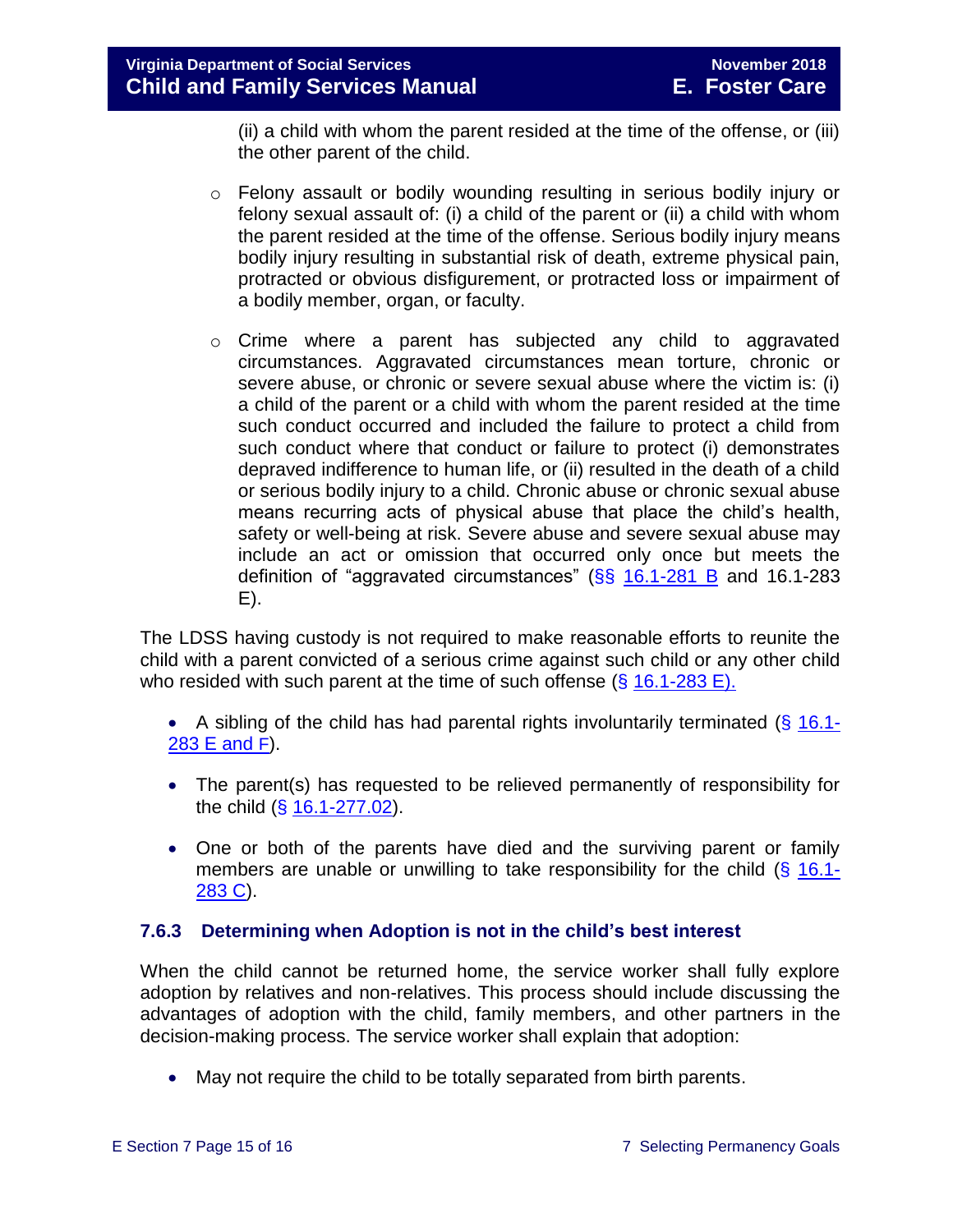(ii) a child with whom the parent resided at the time of the offense, or (iii) the other parent of the child.

  - Felony assault or bodily wounding resulting in serious bodily injury or felony sexual assault of: (i) a child of the parent or (ii) a child with whom the parent resided at the time of the offense. Serious bodily injury means bodily injury resulting in substantial risk of death, extreme physical pain, protracted or obvious disfigurement, or protracted loss or impairment of a bodily member, organ, or faculty.
  - Crime where a parent has subjected any child to aggravated circumstances. Aggravated circumstances mean torture, chronic or severe abuse, or chronic or severe sexual abuse where the victim is: (i) a child of the parent or a child with whom the parent resided at the time such conduct occurred and included the failure to protect a child from such conduct where that conduct or failure to protect (i) demonstrates depraved indifference to human life, or (ii) resulted in the death of a child or serious bodily injury to a child. Chronic abuse or chronic sexual abuse means recurring acts of physical abuse that place the child's health, safety or well-being at risk. Severe abuse and severe sexual abuse may include an act or omission that occurred only once but meets the definition of "aggravated circumstances" (§§ 16.1-281 B and 16.1-283 E).

The LDSS having custody is not required to make reasonable efforts to reunite the child with a parent convicted of a serious crime against such child or any other child who resided with such parent at the time of such offense (§ 16.1-283 E).

- A sibling of the child has had parental rights involuntarily terminated (§ 16.1-283 E and F).
- The parent(s) has requested to be relieved permanently of responsibility for the child (§ 16.1-277.02).
- One or both of the parents have died and the surviving parent or family members are unable or unwilling to take responsibility for the child (§ 16.1-283 C).

### 7.6.3 Determining when Adoption is not in the child's best interest

When the child cannot be returned home, the service worker shall fully explore adoption by relatives and non-relatives. This process should include discussing the advantages of adoption with the child, family members, and other partners in the decision-making process. The service worker shall explain that adoption:

- May not require the child to be totally separated from birth parents.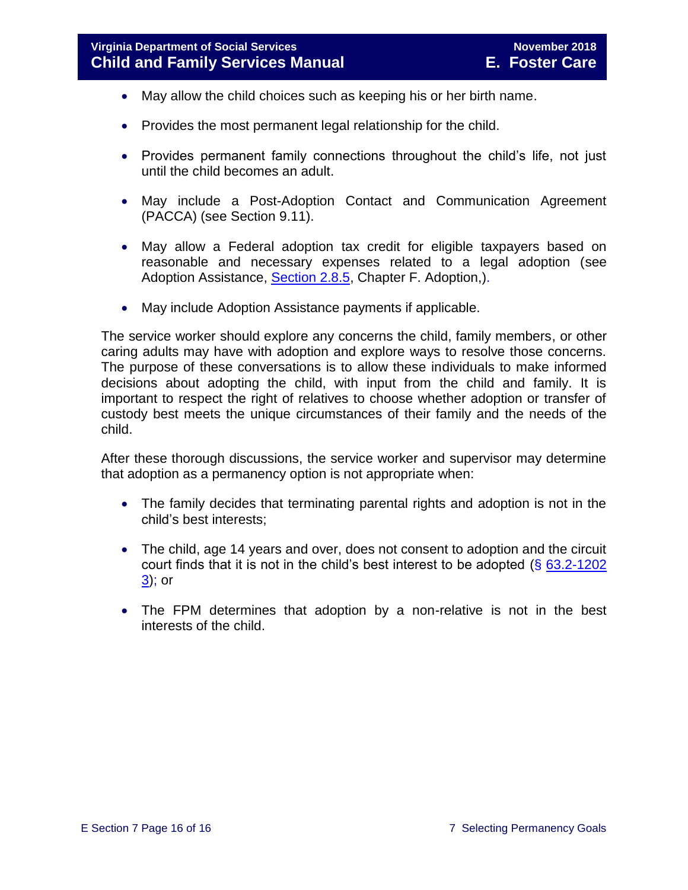- May allow the child choices such as keeping his or her birth name.
- Provides the most permanent legal relationship for the child.
- Provides permanent family connections throughout the child's life, not just until the child becomes an adult.
- May include a Post-Adoption Contact and Communication Agreement (PACCA) (see Section 9.11).
- May allow a Federal adoption tax credit for eligible taxpayers based on reasonable and necessary expenses related to a legal adoption (see Adoption Assistance, Section 2.8.5, Chapter F. Adoption,).
- May include Adoption Assistance payments if applicable.

The service worker should explore any concerns the child, family members, or other caring adults may have with adoption and explore ways to resolve those concerns. The purpose of these conversations is to allow these individuals to make informed decisions about adopting the child, with input from the child and family. It is important to respect the right of relatives to choose whether adoption or transfer of custody best meets the unique circumstances of their family and the needs of the child.

After these thorough discussions, the service worker and supervisor may determine that adoption as a permanency option is not appropriate when:

- The family decides that terminating parental rights and adoption is not in the child's best interests;
- The child, age 14 years and over, does not consent to adoption and the circuit court finds that it is not in the child's best interest to be adopted (§ 63.2-1202 3); or
- The FPM determines that adoption by a non-relative is not in the best interests of the child.